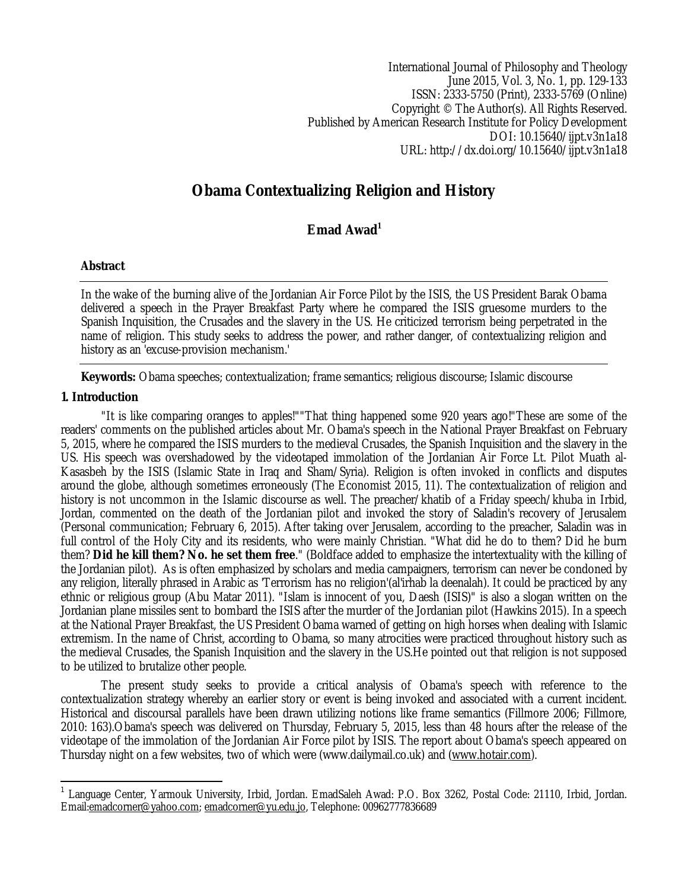International Journal of Philosophy and Theology
June 2015, Vol. 3, No. 1, pp. 129-133
ISSN: 2333-5750 (Print), 2333-5769 (Online)
Copyright © The Author(s). All Rights Reserved.
Published by American Research Institute for Policy Development
DOI: 10.15640/ijpt.v3n1a18
URL: http://dx.doi.org/10.15640/ijpt.v3n1a18

# Obama Contextualizing Religion and History

**Emad Awad**[1]

**Abstract**

In the wake of the burning alive of the Jordanian Air Force Pilot by the ISIS, the US President Barak Obama delivered a speech in the Prayer Breakfast Party where he compared the ISIS gruesome murders to the Spanish Inquisition, the Crusades and the slavery in the US. He criticized terrorism being perpetrated in the name of religion. This study seeks to address the power, and rather danger, of contextualizing religion and history as an 'excuse-provision mechanism.'

**Keywords:** Obama speeches; contextualization; frame semantics; religious discourse; Islamic discourse

## 1. Introduction

"It is like comparing oranges to apples!""That thing happened some 920 years ago!"These are some of the readers' comments on the published articles about Mr. Obama's speech in the National Prayer Breakfast on February 5, 2015, where he compared the ISIS murders to the medieval Crusades, the Spanish Inquisition and the slavery in the US. His speech was overshadowed by the videotaped immolation of the Jordanian Air Force Lt. Pilot Muath al-Kasasbeh by the ISIS (Islamic State in Iraq and Sham/Syria). Religion is often invoked in conflicts and disputes around the globe, although sometimes erroneously (The Economist 2015, 11). The contextualization of religion and history is not uncommon in the Islamic discourse as well. The preacher/khatib of a Friday speech/khuba in Irbid, Jordan, commented on the death of the Jordanian pilot and invoked the story of Saladin's recovery of Jerusalem (Personal communication; February 6, 2015). After taking over Jerusalem, according to the preacher, Saladin was in full control of the Holy City and its residents, who were mainly Christian. "What did he do to them? Did he burn them? **Did he kill them? No. he set them free**." (Boldface added to emphasize the intertextuality with the killing of the Jordanian pilot). As is often emphasized by scholars and media campaigners, terrorism can never be condoned by any religion, literally phrased in Arabic as 'Terrorism has no religion'(al'irhab la deenalah). It could be practiced by any ethnic or religious group (Abu Matar 2011). "Islam is innocent of you, Daesh (ISIS)" is also a slogan written on the Jordanian plane missiles sent to bombard the ISIS after the murder of the Jordanian pilot (Hawkins 2015). In a speech at the National Prayer Breakfast, the US President Obama warned of getting on high horses when dealing with Islamic extremism. In the name of Christ, according to Obama, so many atrocities were practiced throughout history such as the medieval Crusades, the Spanish Inquisition and the slavery in the US.He pointed out that religion is not supposed to be utilized to brutalize other people.

The present study seeks to provide a critical analysis of Obama's speech with reference to the contextualization strategy whereby an earlier story or event is being invoked and associated with a current incident. Historical and discoursal parallels have been drawn utilizing notions like frame semantics (Fillmore 2006; Fillmore, 2010: 163).Obama's speech was delivered on Thursday, February 5, 2015, less than 48 hours after the release of the videotape of the immolation of the Jordanian Air Force pilot by ISIS. The report about Obama's speech appeared on Thursday night on a few websites, two of which were (www.dailymail.co.uk) and (www.hotair.com).

---

[1] Language Center, Yarmouk University, Irbid, Jordan. EmadSaleh Awad: P.O. Box 3262, Postal Code: 21110, Irbid, Jordan. Email:emadcorner@yahoo.com; emadcorner@yu.edu.jo, Telephone: 00962777836689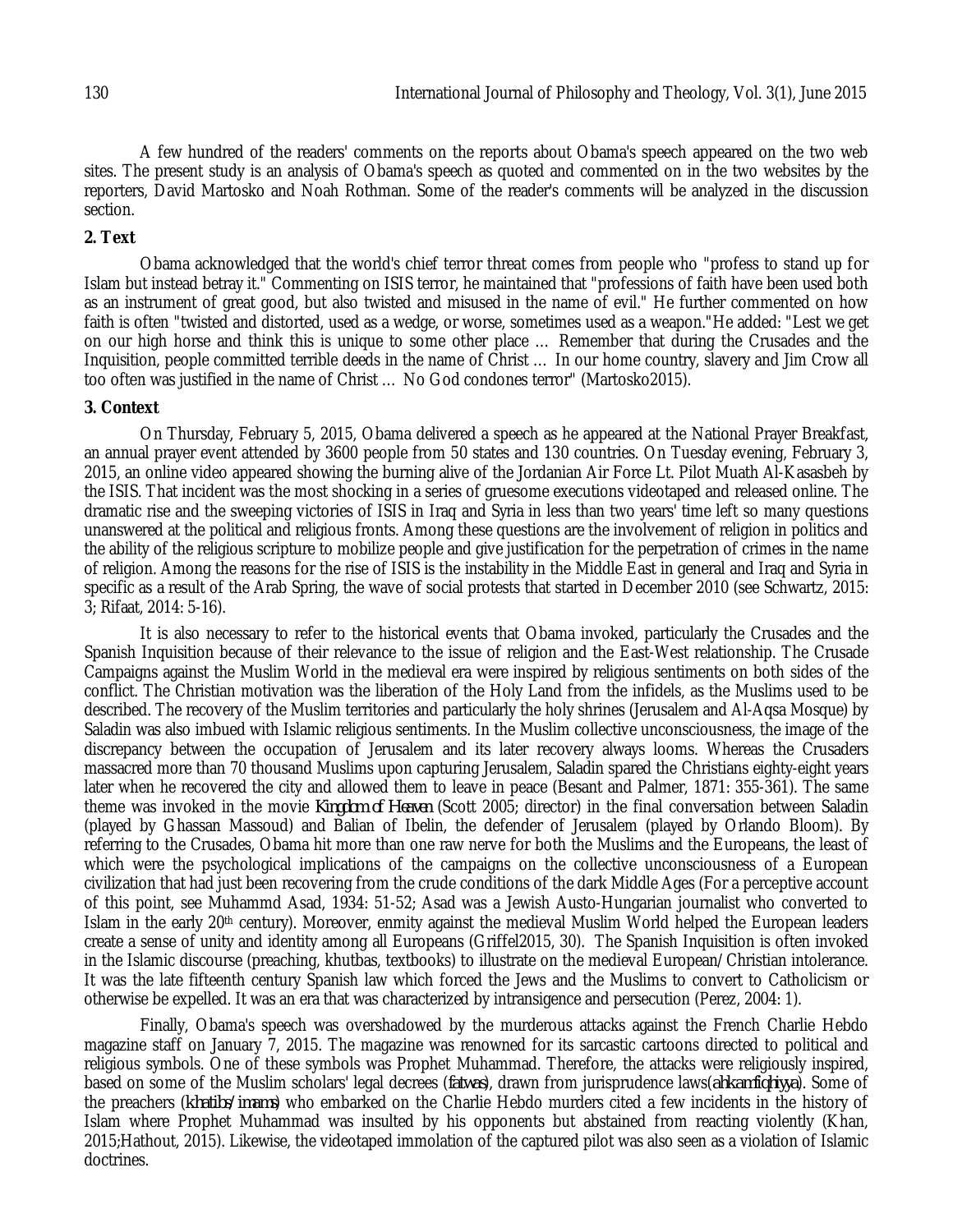A few hundred of the readers' comments on the reports about Obama's speech appeared on the two web sites. The present study is an analysis of Obama's speech as quoted and commented on in the two websites by the reporters, David Martosko and Noah Rothman. Some of the reader's comments will be analyzed in the discussion section.

## 2. Text

Obama acknowledged that the world's chief terror threat comes from people who "profess to stand up for Islam but instead betray it." Commenting on ISIS terror, he maintained that "professions of faith have been used both as an instrument of great good, but also twisted and misused in the name of evil." He further commented on how faith is often "twisted and distorted, used as a wedge, or worse, sometimes used as a weapon."He added: "Lest we get on our high horse and think this is unique to some other place … Remember that during the Crusades and the Inquisition, people committed terrible deeds in the name of Christ … In our home country, slavery and Jim Crow all too often was justified in the name of Christ … No God condones terror" (Martosko2015).

## 3. Context

On Thursday, February 5, 2015, Obama delivered a speech as he appeared at the National Prayer Breakfast, an annual prayer event attended by 3600 people from 50 states and 130 countries. On Tuesday evening, February 3, 2015, an online video appeared showing the burning alive of the Jordanian Air Force Lt. Pilot Muath Al-Kasasbeh by the ISIS. That incident was the most shocking in a series of gruesome executions videotaped and released online. The dramatic rise and the sweeping victories of ISIS in Iraq and Syria in less than two years' time left so many questions unanswered at the political and religious fronts. Among these questions are the involvement of religion in politics and the ability of the religious scripture to mobilize people and give justification for the perpetration of crimes in the name of religion. Among the reasons for the rise of ISIS is the instability in the Middle East in general and Iraq and Syria in specific as a result of the Arab Spring, the wave of social protests that started in December 2010 (see Schwartz, 2015: 3; Rifaat, 2014: 5-16).

It is also necessary to refer to the historical events that Obama invoked, particularly the Crusades and the Spanish Inquisition because of their relevance to the issue of religion and the East-West relationship. The Crusade Campaigns against the Muslim World in the medieval era were inspired by religious sentiments on both sides of the conflict. The Christian motivation was the liberation of the Holy Land from the infidels, as the Muslims used to be described. The recovery of the Muslim territories and particularly the holy shrines (Jerusalem and Al-Aqsa Mosque) by Saladin was also imbued with Islamic religious sentiments. In the Muslim collective unconsciousness, the image of the discrepancy between the occupation of Jerusalem and its later recovery always looms. Whereas the Crusaders massacred more than 70 thousand Muslims upon capturing Jerusalem, Saladin spared the Christians eighty-eight years later when he recovered the city and allowed them to leave in peace (Besant and Palmer, 1871: 355-361). The same theme was invoked in the movie *Kingdom of Heaven* (Scott 2005; director) in the final conversation between Saladin (played by Ghassan Massoud) and Balian of Ibelin, the defender of Jerusalem (played by Orlando Bloom). By referring to the Crusades, Obama hit more than one raw nerve for both the Muslims and the Europeans, the least of which were the psychological implications of the campaigns on the collective unconsciousness of a European civilization that had just been recovering from the crude conditions of the dark Middle Ages (For a perceptive account of this point, see Muhammd Asad, 1934: 51-52; Asad was a Jewish Austo-Hungarian journalist who converted to Islam in the early 20th century). Moreover, enmity against the medieval Muslim World helped the European leaders create a sense of unity and identity among all Europeans (Griffel2015, 30). The Spanish Inquisition is often invoked in the Islamic discourse (preaching, khutbas, textbooks) to illustrate on the medieval European/Christian intolerance. It was the late fifteenth century Spanish law which forced the Jews and the Muslims to convert to Catholicism or otherwise be expelled. It was an era that was characterized by intransigence and persecution (Perez, 2004: 1).

Finally, Obama's speech was overshadowed by the murderous attacks against the French Charlie Hebdo magazine staff on January 7, 2015. The magazine was renowned for its sarcastic cartoons directed to political and religious symbols. One of these symbols was Prophet Muhammad. Therefore, the attacks were religiously inspired, based on some of the Muslim scholars' legal decrees (*fatwas*), drawn from jurisprudence laws(*ahkamfiqhiyya*). Some of the preachers (*khatibs/imams*) who embarked on the Charlie Hebdo murders cited a few incidents in the history of Islam where Prophet Muhammad was insulted by his opponents but abstained from reacting violently (Khan, 2015;Hathout, 2015). Likewise, the videotaped immolation of the captured pilot was also seen as a violation of Islamic doctrines.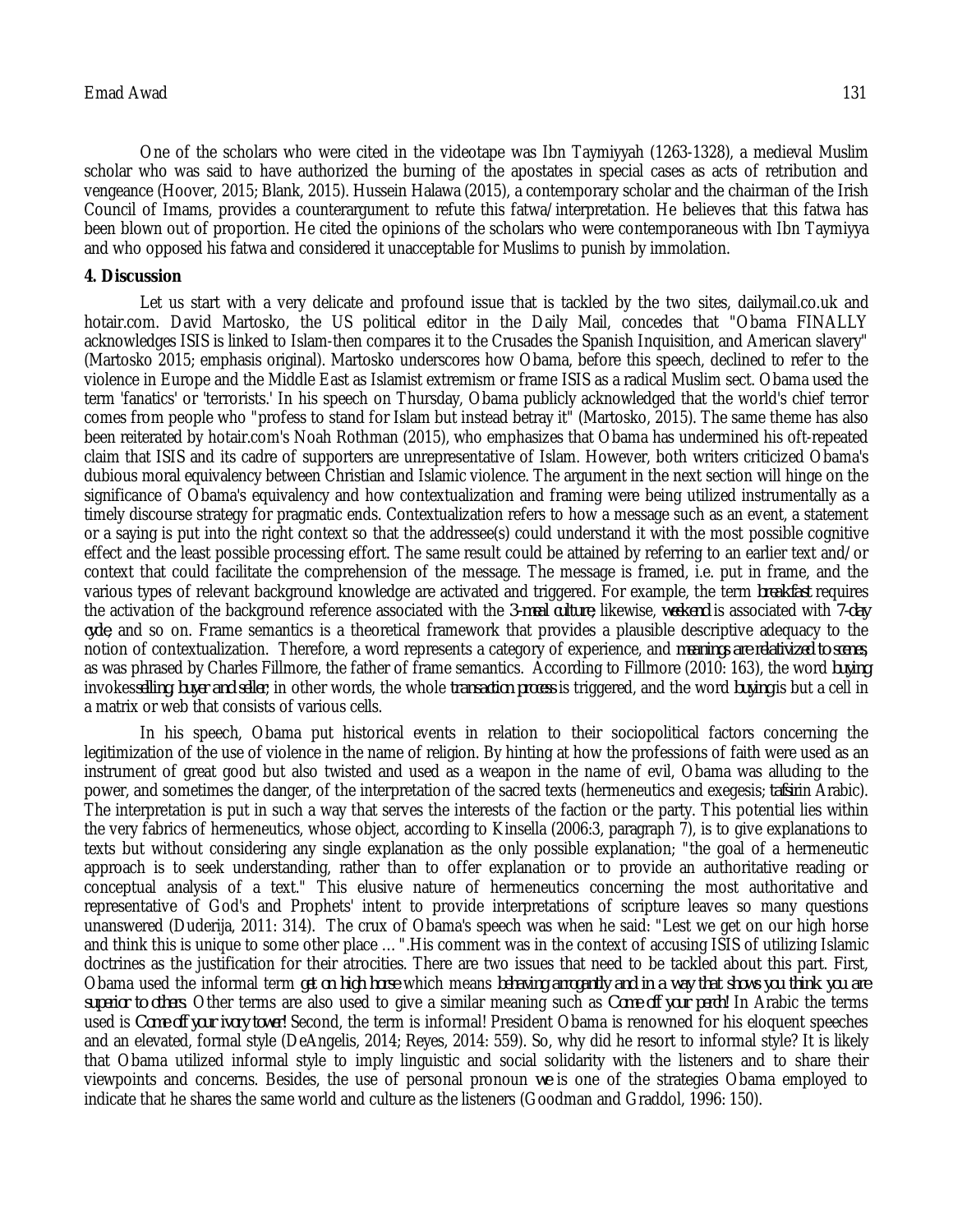One of the scholars who were cited in the videotape was Ibn Taymiyyah (1263-1328), a medieval Muslim scholar who was said to have authorized the burning of the apostates in special cases as acts of retribution and vengeance (Hoover, 2015; Blank, 2015). Hussein Halawa (2015), a contemporary scholar and the chairman of the Irish Council of Imams, provides a counterargument to refute this fatwa/interpretation. He believes that this fatwa has been blown out of proportion. He cited the opinions of the scholars who were contemporaneous with Ibn Taymiyya and who opposed his fatwa and considered it unacceptable for Muslims to punish by immolation.

## 4. Discussion

Let us start with a very delicate and profound issue that is tackled by the two sites, dailymail.co.uk and hotair.com. David Martosko, the US political editor in the Daily Mail, concedes that "Obama FINALLY acknowledges ISIS is linked to Islam-then compares it to the Crusades the Spanish Inquisition, and American slavery" (Martosko 2015; emphasis original). Martosko underscores how Obama, before this speech, declined to refer to the violence in Europe and the Middle East as Islamist extremism or frame ISIS as a radical Muslim sect. Obama used the term 'fanatics' or 'terrorists.' In his speech on Thursday, Obama publicly acknowledged that the world's chief terror comes from people who "profess to stand for Islam but instead betray it" (Martosko, 2015). The same theme has also been reiterated by hotair.com's Noah Rothman (2015), who emphasizes that Obama has undermined his oft-repeated claim that ISIS and its cadre of supporters are unrepresentative of Islam. However, both writers criticized Obama's dubious moral equivalency between Christian and Islamic violence. The argument in the next section will hinge on the significance of Obama's equivalency and how contextualization and framing were being utilized instrumentally as a timely discourse strategy for pragmatic ends. Contextualization refers to how a message such as an event, a statement or a saying is put into the right context so that the addressee(s) could understand it with the most possible cognitive effect and the least possible processing effort. The same result could be attained by referring to an earlier text and/or context that could facilitate the comprehension of the message. The message is framed, i.e. put in frame, and the various types of relevant background knowledge are activated and triggered. For example, the term *breakfast* requires the activation of the background reference associated with the *3-meal culture*; likewise, *weekend* is associated with *7-day cycle*; and so on. Frame semantics is a theoretical framework that provides a plausible descriptive adequacy to the notion of contextualization. Therefore, a word represents a category of experience, and *meanings are relativized to scenes*, as was phrased by Charles Fillmore, the father of frame semantics. According to Fillmore (2010: 163), the word *buying* invokes*selling, buyer and seller*; in other words, the whole *transaction process* is triggered, and the word *buying*is but a cell in a matrix or web that consists of various cells.

In his speech, Obama put historical events in relation to their sociopolitical factors concerning the legitimization of the use of violence in the name of religion. By hinting at how the professions of faith were used as an instrument of great good but also twisted and used as a weapon in the name of evil, Obama was alluding to the power, and sometimes the danger, of the interpretation of the sacred texts (hermeneutics and exegesis; *tafsir*in Arabic). The interpretation is put in such a way that serves the interests of the faction or the party. This potential lies within the very fabrics of hermeneutics, whose object, according to Kinsella (2006:3, paragraph 7), is to give explanations to texts but without considering any single explanation as the only possible explanation; "the goal of a hermeneutic approach is to seek understanding, rather than to offer explanation or to provide an authoritative reading or conceptual analysis of a text." This elusive nature of hermeneutics concerning the most authoritative and representative of God's and Prophets' intent to provide interpretations of scripture leaves so many questions unanswered (Duderija, 2011: 314). The crux of Obama's speech was when he said: "Lest we get on our high horse and think this is unique to some other place … ".His comment was in the context of accusing ISIS of utilizing Islamic doctrines as the justification for their atrocities. There are two issues that need to be tackled about this part. First, Obama used the informal term *get on high horse* which means *behaving arrogantly and in a way that shows you think you are superior to others*. Other terms are also used to give a similar meaning such as *Come off your perch!* In Arabic the terms used is *Come off your ivory tower!* Second, the term is informal! President Obama is renowned for his eloquent speeches and an elevated, formal style (DeAngelis, 2014; Reyes, 2014: 559). So, why did he resort to informal style? It is likely that Obama utilized informal style to imply linguistic and social solidarity with the listeners and to share their viewpoints and concerns. Besides, the use of personal pronoun *we* is one of the strategies Obama employed to indicate that he shares the same world and culture as the listeners (Goodman and Graddol, 1996: 150).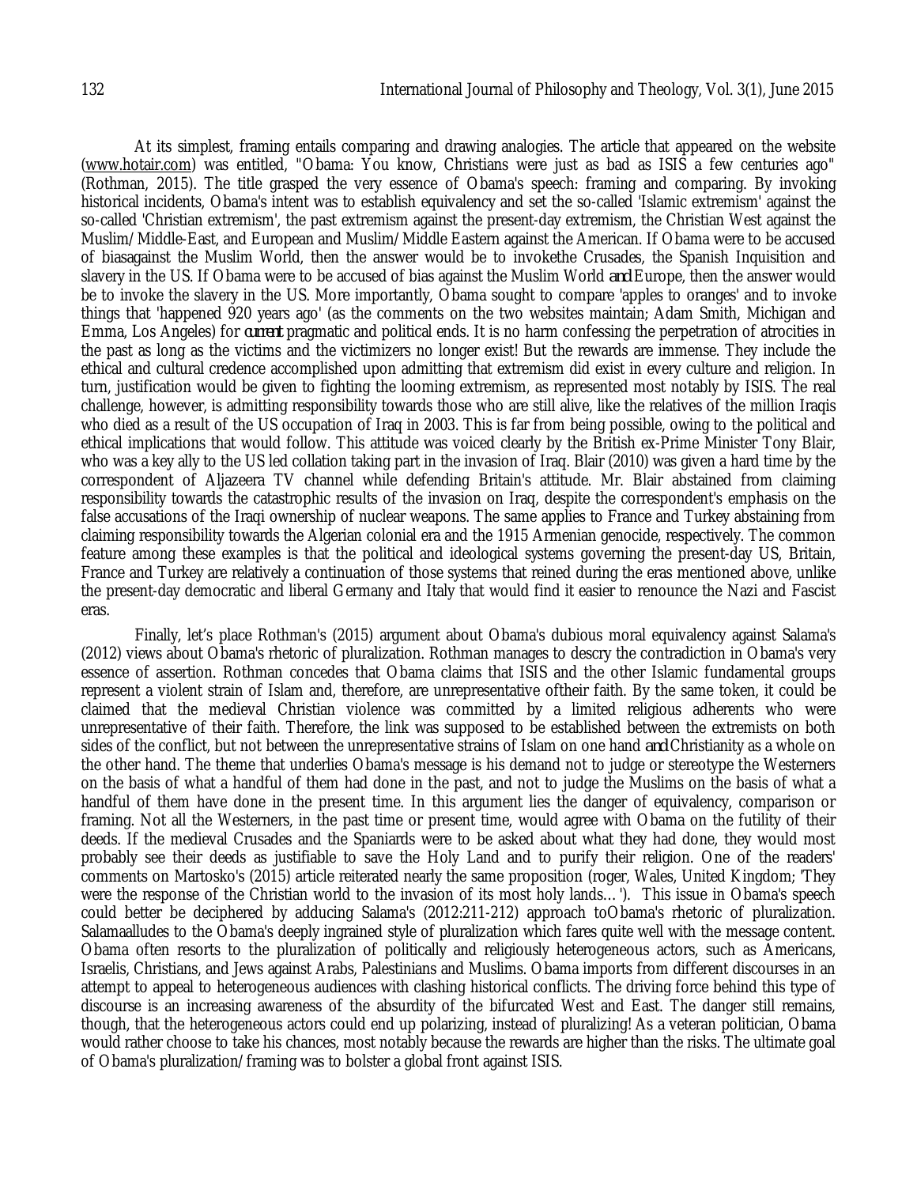At its simplest, framing entails comparing and drawing analogies. The article that appeared on the website (www.hotair.com) was entitled, "Obama: You know, Christians were just as bad as ISIS a few centuries ago" (Rothman, 2015). The title grasped the very essence of Obama's speech: framing and comparing. By invoking historical incidents, Obama's intent was to establish equivalency and set the so-called 'Islamic extremism' against the so-called 'Christian extremism', the past extremism against the present-day extremism, the Christian West against the Muslim/Middle-East, and European and Muslim/Middle Eastern against the American. If Obama were to be accused of biasagainst the Muslim World, then the answer would be to invokethe Crusades, the Spanish Inquisition and slavery in the US. If Obama were to be accused of bias against the Muslim World *and* Europe, then the answer would be to invoke the slavery in the US. More importantly, Obama sought to compare 'apples to oranges' and to invoke things that 'happened 920 years ago' (as the comments on the two websites maintain; Adam Smith, Michigan and Emma, Los Angeles) for *current* pragmatic and political ends. It is no harm confessing the perpetration of atrocities in the past as long as the victims and the victimizers no longer exist! But the rewards are immense. They include the ethical and cultural credence accomplished upon admitting that extremism did exist in every culture and religion. In turn, justification would be given to fighting the looming extremism, as represented most notably by ISIS. The real challenge, however, is admitting responsibility towards those who are still alive, like the relatives of the million Iraqis who died as a result of the US occupation of Iraq in 2003. This is far from being possible, owing to the political and ethical implications that would follow. This attitude was voiced clearly by the British ex-Prime Minister Tony Blair, who was a key ally to the US led collation taking part in the invasion of Iraq. Blair (2010) was given a hard time by the correspondent of Aljazeera TV channel while defending Britain's attitude. Mr. Blair abstained from claiming responsibility towards the catastrophic results of the invasion on Iraq, despite the correspondent's emphasis on the false accusations of the Iraqi ownership of nuclear weapons. The same applies to France and Turkey abstaining from claiming responsibility towards the Algerian colonial era and the 1915 Armenian genocide, respectively. The common feature among these examples is that the political and ideological systems governing the present-day US, Britain, France and Turkey are relatively a continuation of those systems that reined during the eras mentioned above, unlike the present-day democratic and liberal Germany and Italy that would find it easier to renounce the Nazi and Fascist eras.

Finally, let's place Rothman's (2015) argument about Obama's dubious moral equivalency against Salama's (2012) views about Obama's rhetoric of pluralization. Rothman manages to descry the contradiction in Obama's very essence of assertion. Rothman concedes that Obama claims that ISIS and the other Islamic fundamental groups represent a violent strain of Islam and, therefore, are unrepresentative oftheir faith. By the same token, it could be claimed that the medieval Christian violence was committed by a limited religious adherents who were unrepresentative of their faith. Therefore, the link was supposed to be established between the extremists on both sides of the conflict, but not between the unrepresentative strains of Islam on one hand *and* Christianity as a whole on the other hand. The theme that underlies Obama's message is his demand not to judge or stereotype the Westerners on the basis of what a handful of them had done in the past, and not to judge the Muslims on the basis of what a handful of them have done in the present time. In this argument lies the danger of equivalency, comparison or framing. Not all the Westerners, in the past time or present time, would agree with Obama on the futility of their deeds. If the medieval Crusades and the Spaniards were to be asked about what they had done, they would most probably see their deeds as justifiable to save the Holy Land and to purify their religion. One of the readers' comments on Martosko's (2015) article reiterated nearly the same proposition (roger, Wales, United Kingdom; 'They were the response of the Christian world to the invasion of its most holy lands…'). This issue in Obama's speech could better be deciphered by adducing Salama's (2012:211-212) approach toObama's rhetoric of pluralization. Salamaalludes to the Obama's deeply ingrained style of pluralization which fares quite well with the message content. Obama often resorts to the pluralization of politically and religiously heterogeneous actors, such as Americans, Israelis, Christians, and Jews against Arabs, Palestinians and Muslims. Obama imports from different discourses in an attempt to appeal to heterogeneous audiences with clashing historical conflicts. The driving force behind this type of discourse is an increasing awareness of the absurdity of the bifurcated West and East. The danger still remains, though, that the heterogeneous actors could end up polarizing, instead of pluralizing! As a veteran politician, Obama would rather choose to take his chances, most notably because the rewards are higher than the risks. The ultimate goal of Obama's pluralization/framing was to bolster a global front against ISIS.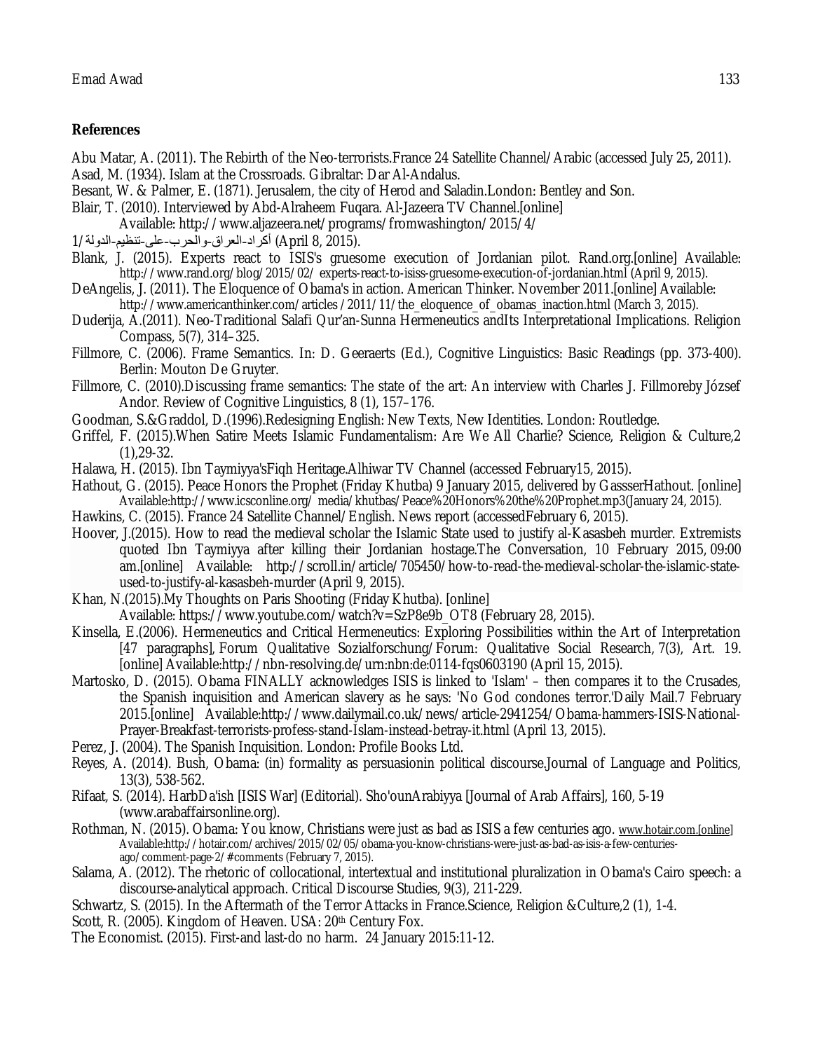## References

Abu Matar, A. (2011). The Rebirth of the Neo-terrorists.France 24 Satellite Channel/Arabic (accessed July 25, 2011).

Asad, M. (1934). Islam at the Crossroads. Gibraltar: Dar Al-Andalus.

Besant, W. & Palmer, E. (1871). Jerusalem, the city of Herod and Saladin.London: Bentley and Son.

Blair, T. (2010). Interviewed by Abd-Alraheem Fuqara. Al-Jazeera TV Channel.[online] Available: http://www.aljazeera.net/programs/fromwashington/2015/4/1/أكراد-العراق-والحرب-على-تنظيم-الدولة (April 8, 2015).

Blank, J. (2015). Experts react to ISIS's gruesome execution of Jordanian pilot. Rand.org.[online] Available: http://www.rand.org/blog/2015/02/ experts-react-to-isiss-gruesome-execution-of-jordanian.html (April 9, 2015).

DeAngelis, J. (2011). The Eloquence of Obama's in action. American Thinker. November 2011.[online] Available: http://www.americanthinker.com/articles/2011/11/the_eloquence_of_obamas_inaction.html (March 3, 2015).

Duderija, A.(2011). Neo-Traditional Salafi Qur'an-Sunna Hermeneutics andIts Interpretational Implications. Religion Compass, 5(7), 314–325.

Fillmore, C. (2006). Frame Semantics. In: D. Geeraerts (Ed.), Cognitive Linguistics: Basic Readings (pp. 373-400). Berlin: Mouton De Gruyter.

Fillmore, C. (2010).Discussing frame semantics: The state of the art: An interview with Charles J. Fillmoreby József Andor. Review of Cognitive Linguistics, 8 (1), 157–176.

Goodman, S.&Graddol, D.(1996).Redesigning English: New Texts, New Identities. London: Routledge.

Griffel, F. (2015).When Satire Meets Islamic Fundamentalism: Are We All Charlie? Science, Religion & Culture,2 (1),29-32.

Halawa, H. (2015). Ibn Taymiyya'sFiqh Heritage.Alhiwar TV Channel (accessed February15, 2015).

Hathout, G. (2015). Peace Honors the Prophet (Friday Khutba) 9 January 2015, delivered by GassserHathout. [online] Available:http://www.icsconline.org/ media/khutbas/Peace%20Honors%20the%20Prophet.mp3(January 24, 2015).

Hawkins, C. (2015). France 24 Satellite Channel/English. News report (accessedFebruary 6, 2015).

Hoover, J.(2015). How to read the medieval scholar the Islamic State used to justify al-Kasasbeh murder. Extremists quoted Ibn Taymiyya after killing their Jordanian hostage.The Conversation, 10 February 2015, 09:00 am.[online] Available: http://scroll.in/article/705450/how-to-read-the-medieval-scholar-the-islamic-state-used-to-justify-al-kasasbeh-murder (April 9, 2015).

Khan, N.(2015).My Thoughts on Paris Shooting (Friday Khutba). [online] Available: https://www.youtube.com/watch?v=SzP8e9b_OT8 (February 28, 2015).

Kinsella, E.(2006). Hermeneutics and Critical Hermeneutics: Exploring Possibilities within the Art of Interpretation [47 paragraphs], Forum Qualitative Sozialforschung/Forum: Qualitative Social Research, 7(3), Art. 19. [online] Available:http://nbn-resolving.de/urn:nbn:de:0114-fqs0603190 (April 15, 2015).

Martosko, D. (2015). Obama FINALLY acknowledges ISIS is linked to 'Islam' – then compares it to the Crusades, the Spanish inquisition and American slavery as he says: 'No God condones terror.'Daily Mail.7 February 2015.[online] Available:http://www.dailymail.co.uk/news/article-2941254/Obama-hammers-ISIS-National-Prayer-Breakfast-terrorists-profess-stand-Islam-instead-betray-it.html (April 13, 2015).

Perez, J. (2004). The Spanish Inquisition. London: Profile Books Ltd.

Reyes, A. (2014). Bush, Obama: (in) formality as persuasionin political discourse.Journal of Language and Politics, 13(3), 538-562.

Rifaat, S. (2014). HarbDa'ish [ISIS War] (Editorial). Sho'ounArabiyya [Journal of Arab Affairs], 160, 5-19 (www.arabaffairsonline.org).

Rothman, N. (2015). Obama: You know, Christians were just as bad as ISIS a few centuries ago. www.hotair.com.[online] Available:http://hotair.com/archives/2015/02/05/obama-you-know-christians-were-just-as-bad-as-isis-a-few-centuries-ago/comment-page-2/#comments (February 7, 2015).

Salama, A. (2012). The rhetoric of collocational, intertextual and institutional pluralization in Obama's Cairo speech: a discourse-analytical approach. Critical Discourse Studies, 9(3), 211-229.

Schwartz, S. (2015). In the Aftermath of the Terror Attacks in France.Science, Religion &Culture,2 (1), 1-4.

Scott, R. (2005). Kingdom of Heaven. USA: 20th Century Fox.

The Economist. (2015). First-and last-do no harm. 24 January 2015:11-12.